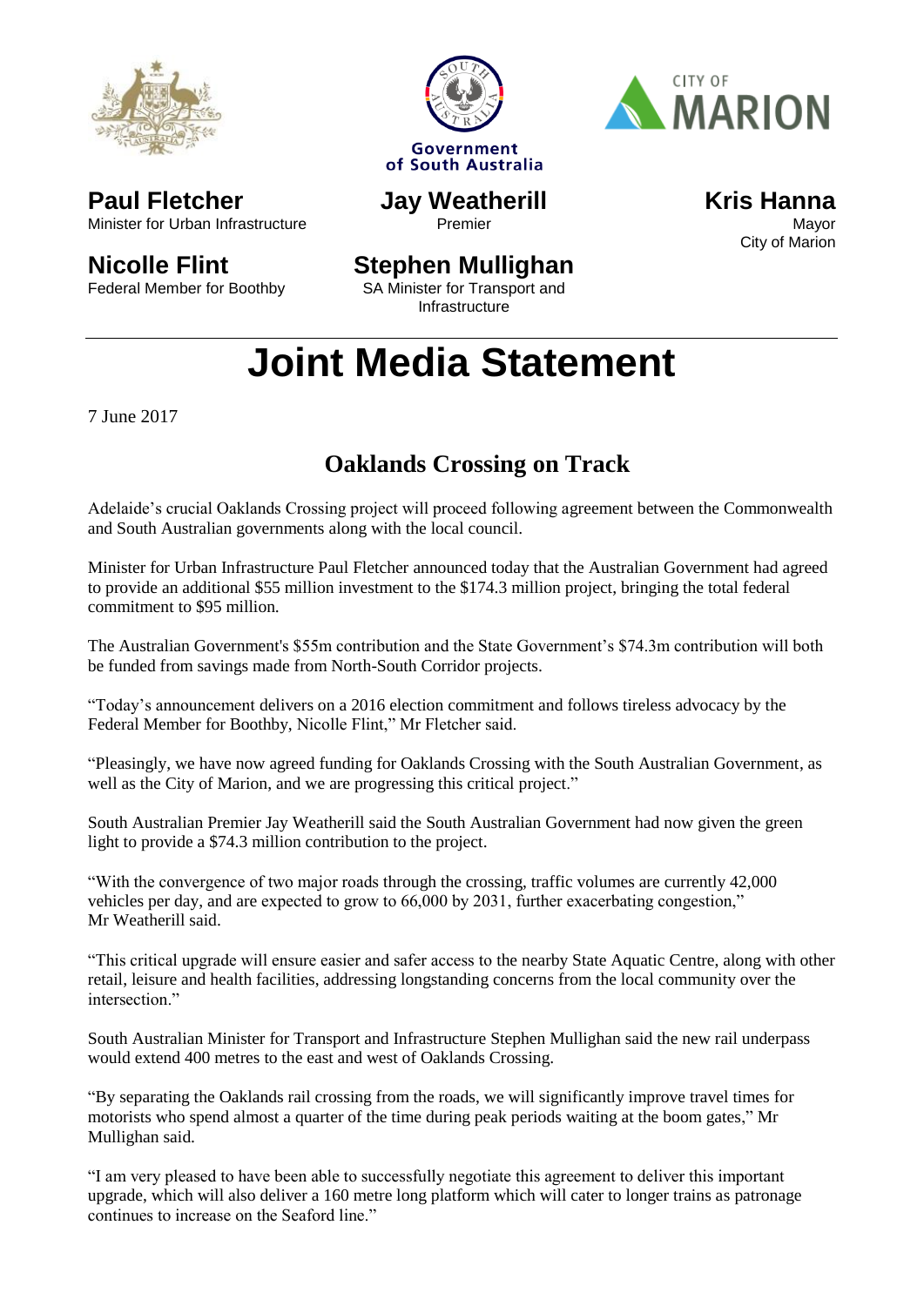Government of South Australia

CITY OF MARION

**Paul Fletcher**
Minister for Urban Infrastructure

**Nicolle Flint**
Federal Member for Boothby

**Jay Weatherill**
Premier

**Stephen Mullighan**
SA Minister for Transport and Infrastructure

**Kris Hanna**
Mayor
City of Marion

# Joint Media Statement

7 June 2017

## Oaklands Crossing on Track

Adelaide's crucial Oaklands Crossing project will proceed following agreement between the Commonwealth and South Australian governments along with the local council.

Minister for Urban Infrastructure Paul Fletcher announced today that the Australian Government had agreed to provide an additional $55 million investment to the $174.3 million project, bringing the total federal commitment to $95 million.

The Australian Government's $55m contribution and the State Government's $74.3m contribution will both be funded from savings made from North-South Corridor projects.

"Today's announcement delivers on a 2016 election commitment and follows tireless advocacy by the Federal Member for Boothby, Nicolle Flint," Mr Fletcher said.

"Pleasingly, we have now agreed funding for Oaklands Crossing with the South Australian Government, as well as the City of Marion, and we are progressing this critical project."

South Australian Premier Jay Weatherill said the South Australian Government had now given the green light to provide a $74.3 million contribution to the project.

"With the convergence of two major roads through the crossing, traffic volumes are currently 42,000 vehicles per day, and are expected to grow to 66,000 by 2031, further exacerbating congestion," Mr Weatherill said.

"This critical upgrade will ensure easier and safer access to the nearby State Aquatic Centre, along with other retail, leisure and health facilities, addressing longstanding concerns from the local community over the intersection."

South Australian Minister for Transport and Infrastructure Stephen Mullighan said the new rail underpass would extend 400 metres to the east and west of Oaklands Crossing.

"By separating the Oaklands rail crossing from the roads, we will significantly improve travel times for motorists who spend almost a quarter of the time during peak periods waiting at the boom gates," Mr Mullighan said.

"I am very pleased to have been able to successfully negotiate this agreement to deliver this important upgrade, which will also deliver a 160 metre long platform which will cater to longer trains as patronage continues to increase on the Seaford line."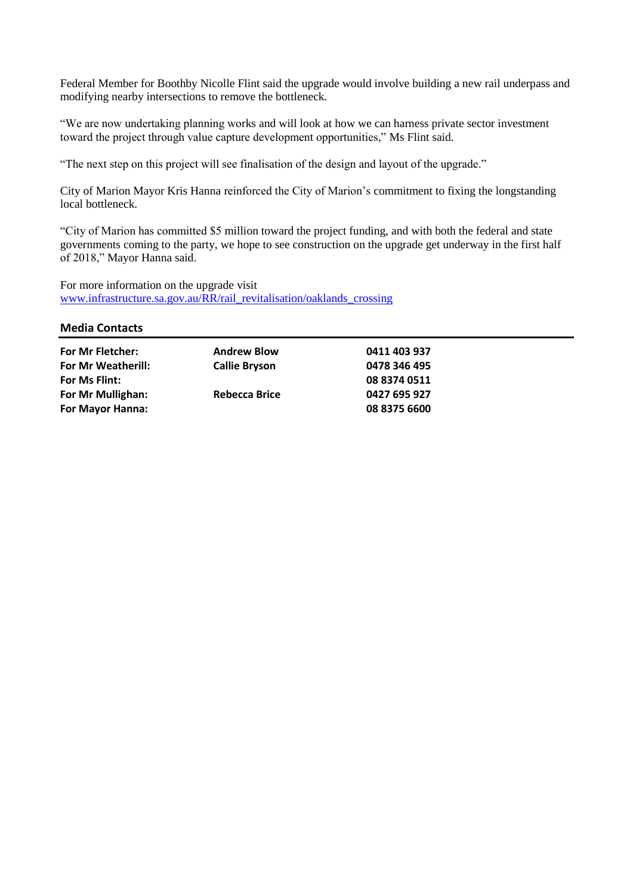Federal Member for Boothby Nicolle Flint said the upgrade would involve building a new rail underpass and modifying nearby intersections to remove the bottleneck.

"We are now undertaking planning works and will look at how we can harness private sector investment toward the project through value capture development opportunities," Ms Flint said.

"The next step on this project will see finalisation of the design and layout of the upgrade."

City of Marion Mayor Kris Hanna reinforced the City of Marion's commitment to fixing the longstanding local bottleneck.

"City of Marion has committed $5 million toward the project funding, and with both the federal and state governments coming to the party, we hope to see construction on the upgrade get underway in the first half of 2018," Mayor Hanna said.

For more information on the upgrade visit [www.infrastructure.sa.gov.au/RR/rail_revitalisation/oaklands_crossing](http://www.infrastructure.sa.gov.au/RR/rail_revitalisation/oaklands_crossing)

### Media Contacts

| | | |
|---|---|---|
| **For Mr Fletcher:** | **Andrew Blow** | **0411 403 937** |
| **For Mr Weatherill:** | **Callie Bryson** | **0478 346 495** |
| **For Ms Flint:** | | **08 8374 0511** |
| **For Mr Mullighan:** | **Rebecca Brice** | **0427 695 927** |
| **For Mayor Hanna:** | | **08 8375 6600** |